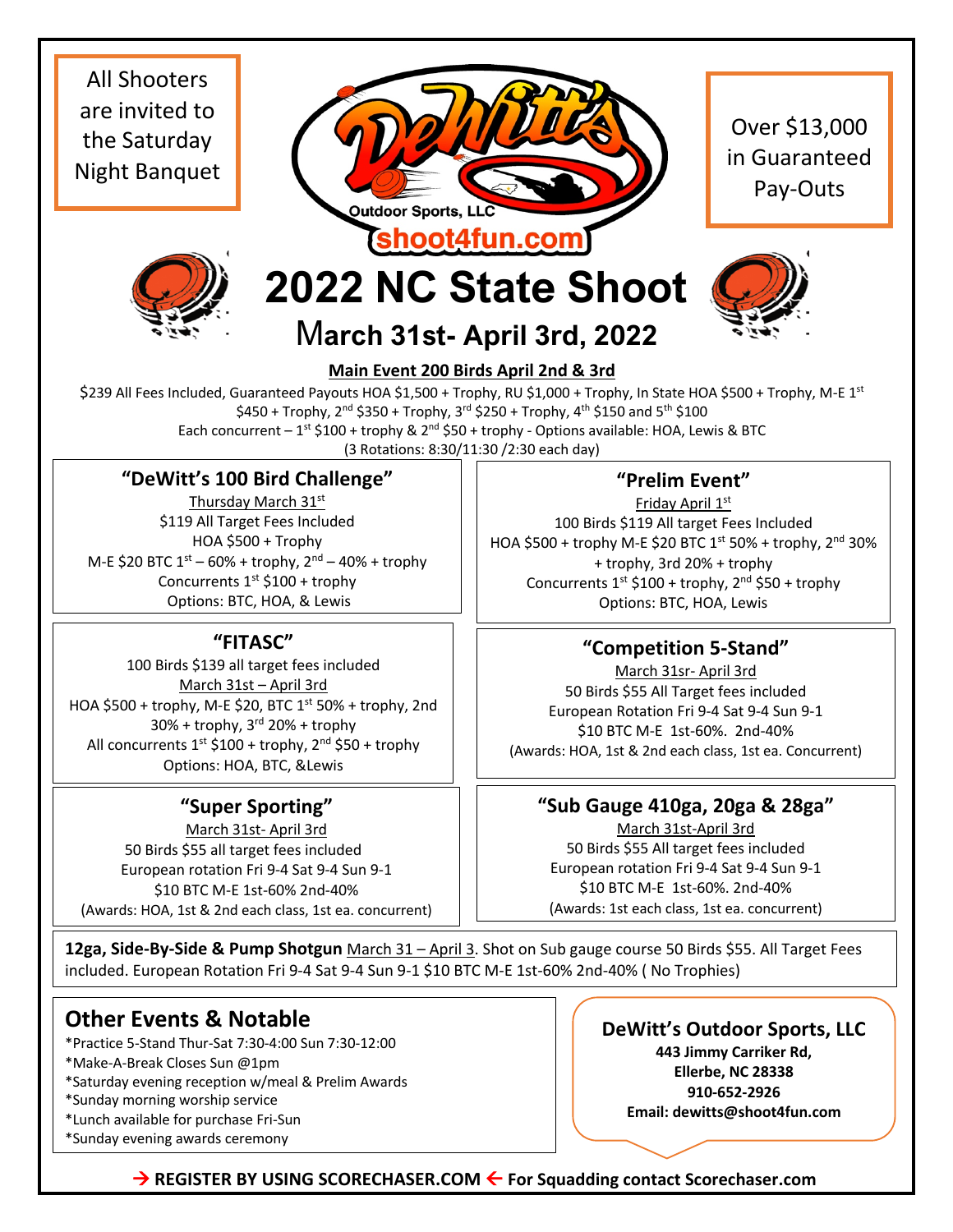All Shooters are invited to the Saturday Night Banquet

DeWitt's Outdoor Sports, LLC

shoot4fun.com

Over $13,000 in Guaranteed Pay-Outs

# 2022 NC State Shoot

## March 31st- April 3rd, 2022

**Main Event 200 Birds April 2nd & 3rd**

$239 All Fees Included, Guaranteed Payouts HOA $1,500 + Trophy, RU $1,000 + Trophy, In State HOA $500 + Trophy, M-E 1st $450 + Trophy, 2nd $350 + Trophy, 3rd $250 + Trophy, 4th $150 and 5th $100

Each concurrent – 1st $100 + trophy & 2nd $50 + trophy - Options available: HOA, Lewis & BTC

(3 Rotations: 8:30/11:30 /2:30 each day)

### "DeWitt's 100 Bird Challenge"

Thursday March 31st

$119 All Target Fees Included

HOA $500 + Trophy

M-E $20 BTC 1st – 60% + trophy, 2nd – 40% + trophy

Concurrents 1st $100 + trophy

Options: BTC, HOA, & Lewis

### "Prelim Event"

Friday April 1st

100 Birds $119 All target Fees Included

HOA $500 + trophy M-E $20 BTC 1st 50% + trophy, 2nd 30% + trophy, 3rd 20% + trophy

Concurrents 1st $100 + trophy, 2nd $50 + trophy

Options: BTC, HOA, Lewis

### "FITASC"

100 Birds $139 all target fees included

March 31st – April 3rd

HOA $500 + trophy, M-E $20, BTC 1st 50% + trophy, 2nd 30% + trophy, 3rd 20% + trophy

All concurrents 1st $100 + trophy, 2nd $50 + trophy

Options: HOA, BTC, &Lewis

### "Competition 5-Stand"

March 31sr- April 3rd

50 Birds $55 All Target fees included

European Rotation Fri 9-4 Sat 9-4 Sun 9-1

$10 BTC M-E 1st-60%. 2nd-40%

(Awards: HOA, 1st & 2nd each class, 1st ea. Concurrent)

### "Super Sporting"

March 31st- April 3rd

50 Birds $55 all target fees included

European rotation Fri 9-4 Sat 9-4 Sun 9-1

$10 BTC M-E 1st-60% 2nd-40%

(Awards: HOA, 1st & 2nd each class, 1st ea. concurrent)

### "Sub Gauge 410ga, 20ga & 28ga"

March 31st-April 3rd

50 Birds $55 All target fees included

European rotation Fri 9-4 Sat 9-4 Sun 9-1

$10 BTC M-E 1st-60%. 2nd-40%

(Awards: 1st each class, 1st ea. concurrent)

**12ga, Side-By-Side & Pump Shotgun** March 31 – April 3. Shot on Sub gauge course 50 Birds $55. All Target Fees included. European Rotation Fri 9-4 Sat 9-4 Sun 9-1 $10 BTC M-E 1st-60% 2nd-40% ( No Trophies)

### Other Events & Notable

*Practice 5-Stand Thur-Sat 7:30-4:00 Sun 7:30-12:00
*Make-A-Break Closes Sun @1pm
*Saturday evening reception w/meal & Prelim Awards
*Sunday morning worship service
*Lunch available for purchase Fri-Sun
*Sunday evening awards ceremony

**DeWitt's Outdoor Sports, LLC**

**443 Jimmy Carriker Rd,**
**Ellerbe, NC 28338**
**910-652-2926**
**Email: dewitts@shoot4fun.com**

**→ REGISTER BY USING SCORECHASER.COM ← For Squadding contact Scorechaser.com**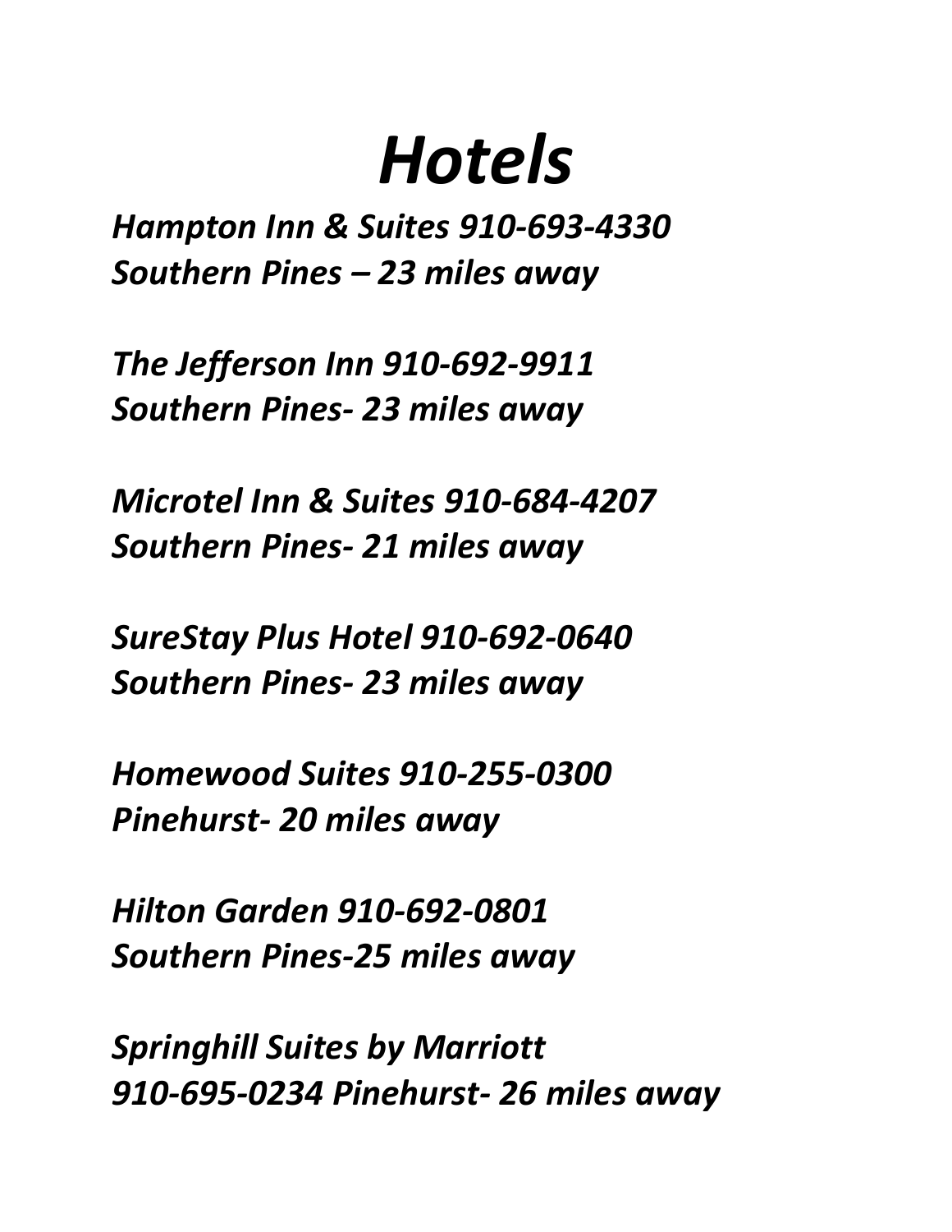# *Hotels*

*Hampton Inn & Suites 910-693-4330*
*Southern Pines – 23 miles away*

*The Jefferson Inn 910-692-9911*
*Southern Pines- 23 miles away*

*Microtel Inn & Suites 910-684-4207*
*Southern Pines- 21 miles away*

*SureStay Plus Hotel 910-692-0640*
*Southern Pines- 23 miles away*

*Homewood Suites 910-255-0300*
*Pinehurst- 20 miles away*

*Hilton Garden 910-692-0801*
*Southern Pines-25 miles away*

*Springhill Suites by Marriott*
*910-695-0234 Pinehurst- 26 miles away*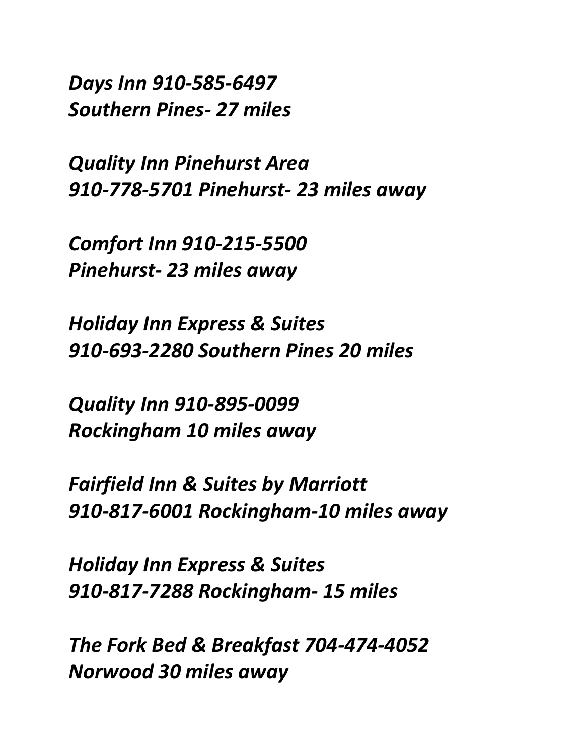***Days Inn 910-585-6497***
***Southern Pines- 27 miles***

***Quality Inn Pinehurst Area***
***910-778-5701 Pinehurst- 23 miles away***

***Comfort Inn 910-215-5500***
***Pinehurst- 23 miles away***

***Holiday Inn Express & Suites***
***910-693-2280 Southern Pines 20 miles***

***Quality Inn 910-895-0099***
***Rockingham 10 miles away***

***Fairfield Inn & Suites by Marriott***
***910-817-6001 Rockingham-10 miles away***

***Holiday Inn Express & Suites***
***910-817-7288 Rockingham- 15 miles***

***The Fork Bed & Breakfast 704-474-4052***
***Norwood 30 miles away***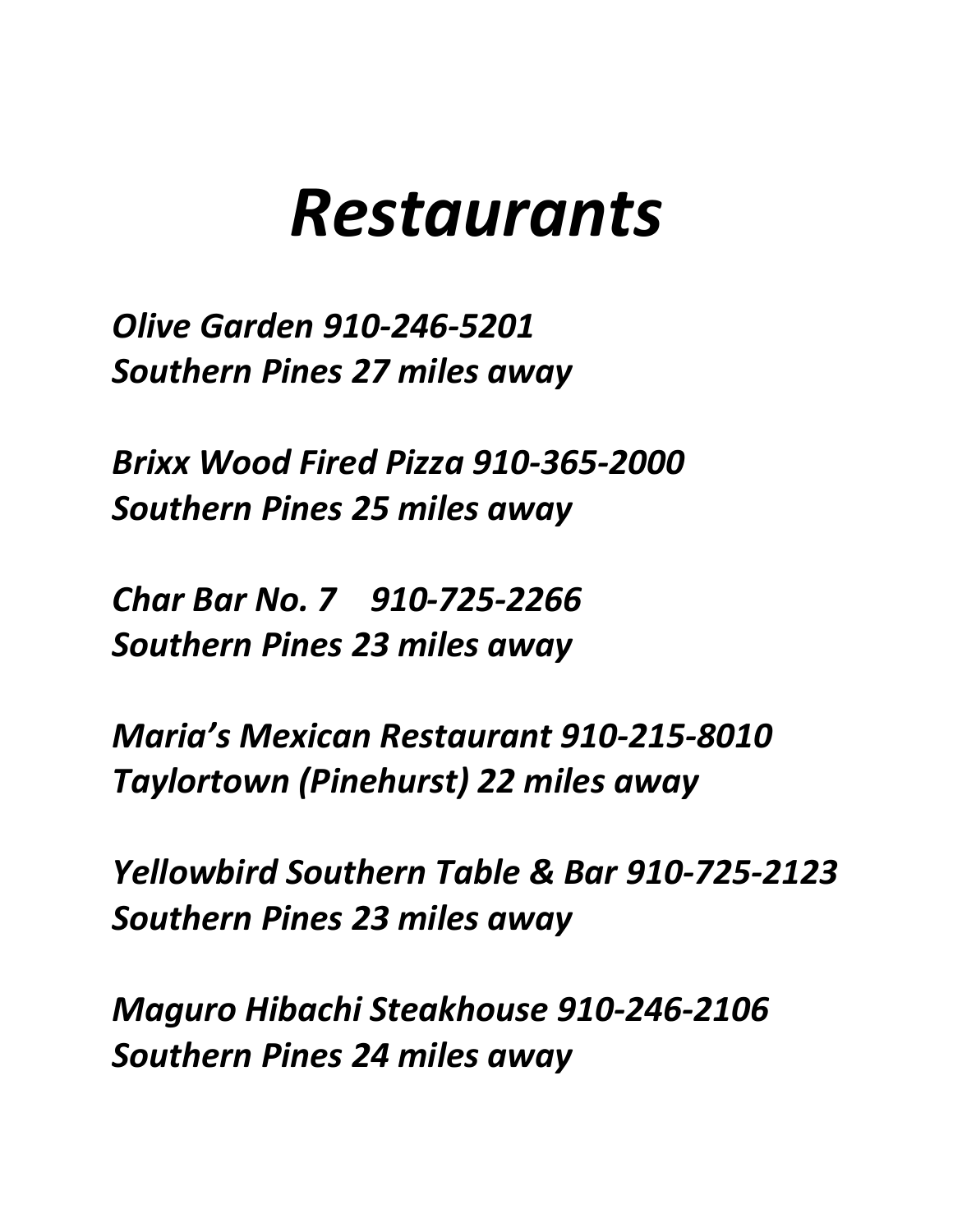# *Restaurants*

*Olive Garden 910-246-5201*
*Southern Pines 27 miles away*

*Brixx Wood Fired Pizza 910-365-2000*
*Southern Pines 25 miles away*

*Char Bar No. 7    910-725-2266*
*Southern Pines 23 miles away*

*Maria's Mexican Restaurant 910-215-8010*
*Taylortown (Pinehurst) 22 miles away*

*Yellowbird Southern Table & Bar 910-725-2123*
*Southern Pines 23 miles away*

*Maguro Hibachi Steakhouse 910-246-2106*
*Southern Pines 24 miles away*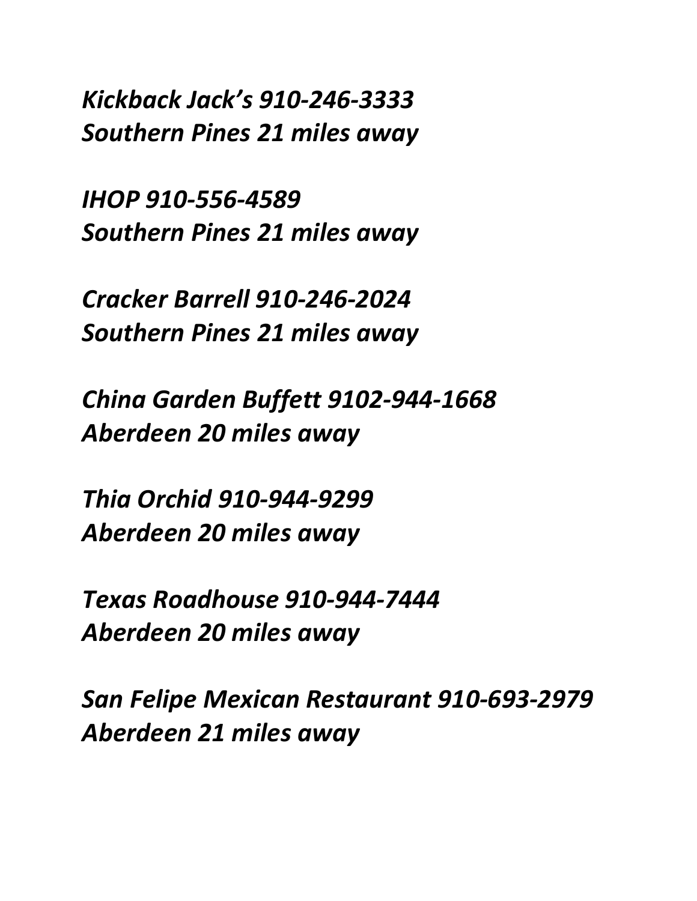***Kickback Jack's 910-246-3333***
***Southern Pines 21 miles away***

***IHOP 910-556-4589***
***Southern Pines 21 miles away***

***Cracker Barrell 910-246-2024***
***Southern Pines 21 miles away***

***China Garden Buffett 9102-944-1668***
***Aberdeen 20 miles away***

***Thia Orchid 910-944-9299***
***Aberdeen 20 miles away***

***Texas Roadhouse 910-944-7444***
***Aberdeen 20 miles away***

***San Felipe Mexican Restaurant 910-693-2979***
***Aberdeen 21 miles away***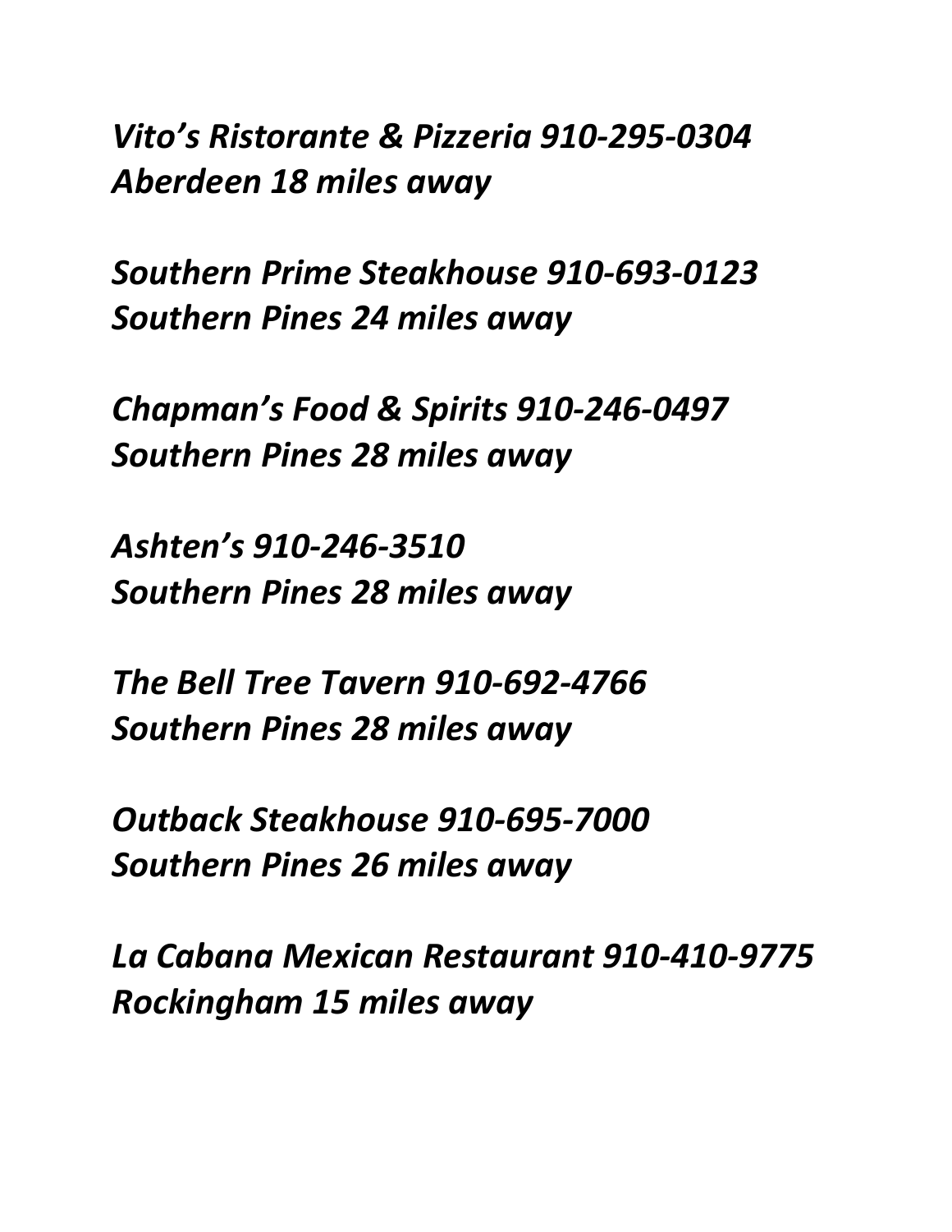*Vito's Ristorante & Pizzeria 910-295-0304*
*Aberdeen 18 miles away*

*Southern Prime Steakhouse 910-693-0123*
*Southern Pines 24 miles away*

*Chapman's Food & Spirits 910-246-0497*
*Southern Pines 28 miles away*

*Ashten's 910-246-3510*
*Southern Pines 28 miles away*

*The Bell Tree Tavern 910-692-4766*
*Southern Pines 28 miles away*

*Outback Steakhouse 910-695-7000*
*Southern Pines 26 miles away*

*La Cabana Mexican Restaurant 910-410-9775*
*Rockingham 15 miles away*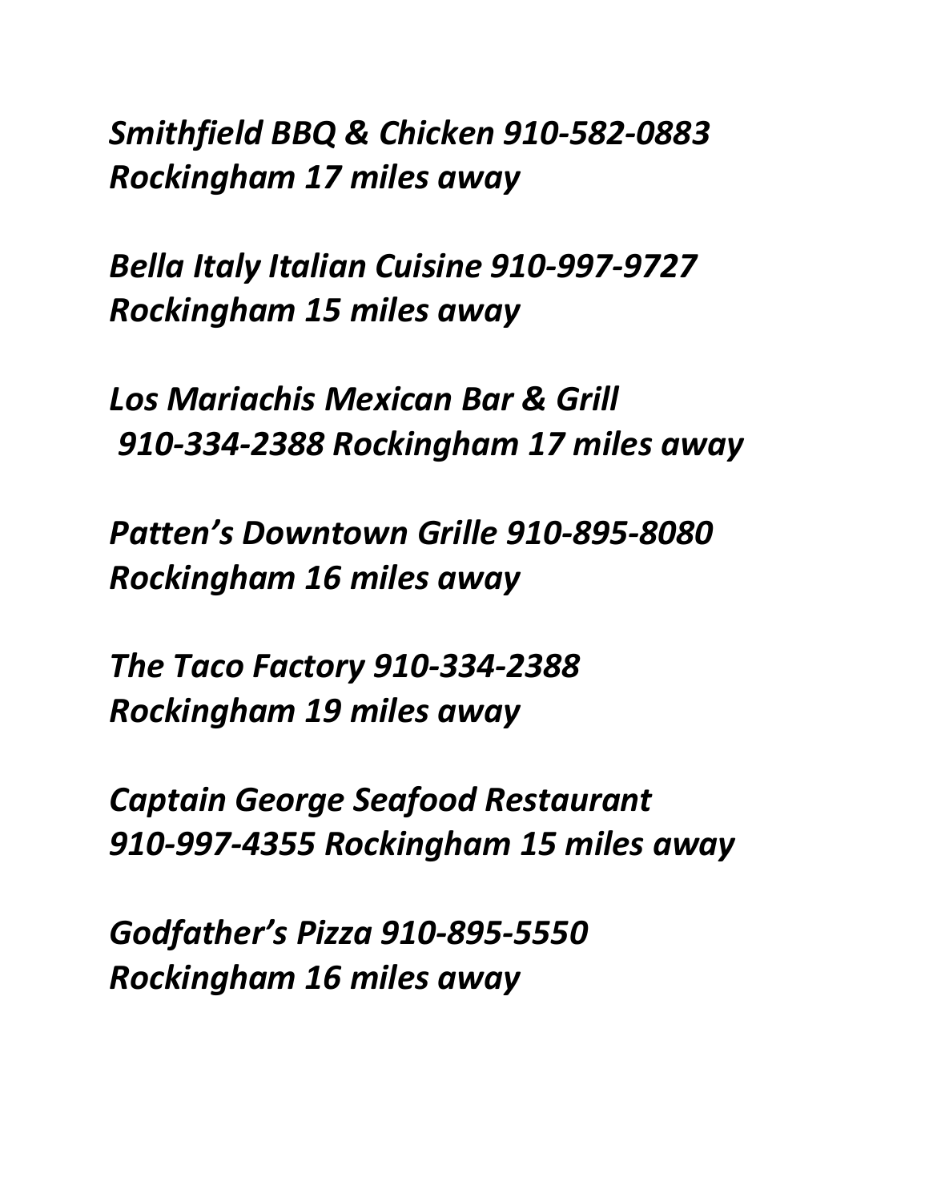*Smithfield BBQ & Chicken 910-582-0883 Rockingham 17 miles away*

*Bella Italy Italian Cuisine 910-997-9727 Rockingham 15 miles away*

*Los Mariachis Mexican Bar & Grill 910-334-2388 Rockingham 17 miles away*

*Patten's Downtown Grille 910-895-8080 Rockingham 16 miles away*

*The Taco Factory 910-334-2388 Rockingham 19 miles away*

*Captain George Seafood Restaurant 910-997-4355 Rockingham 15 miles away*

*Godfather's Pizza 910-895-5550 Rockingham 16 miles away*